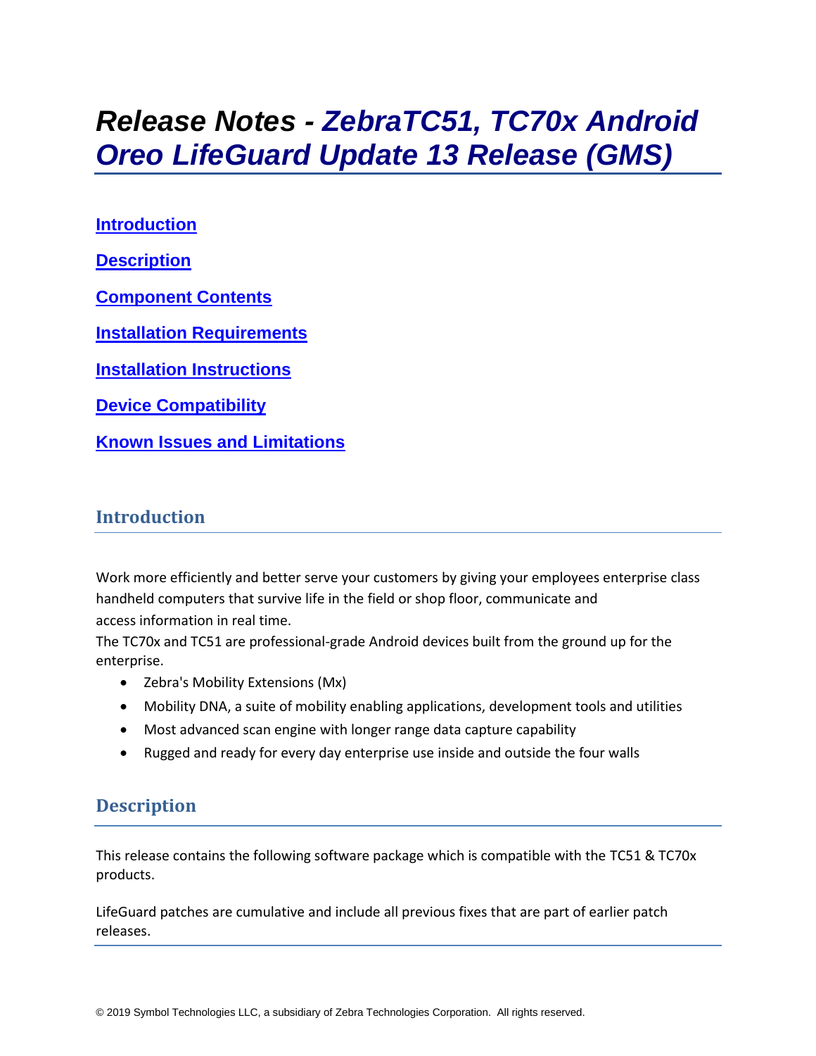# *Release Notes - ZebraTC51, TC70x Android Oreo LifeGuard Update 13 Release (GMS)*

**Introduction**

**Description**

**Component Contents**

**Installation Requirements**

**Installation Instructions**

**Device Compatibility**

**Known Issues and Limitations**

## Introduction

Work more efficiently and better serve your customers by giving your employees enterprise class handheld computers that survive life in the field or shop floor, communicate and access information in real time.

The TC70x and TC51 are professional-grade Android devices built from the ground up for the enterprise.

- Zebra's Mobility Extensions (Mx)
- Mobility DNA, a suite of mobility enabling applications, development tools and utilities
- Most advanced scan engine with longer range data capture capability
- Rugged and ready for every day enterprise use inside and outside the four walls

## Description

This release contains the following software package which is compatible with the TC51 & TC70x products.

LifeGuard patches are cumulative and include all previous fixes that are part of earlier patch releases.

© 2019 Symbol Technologies LLC, a subsidiary of Zebra Technologies Corporation. All rights reserved.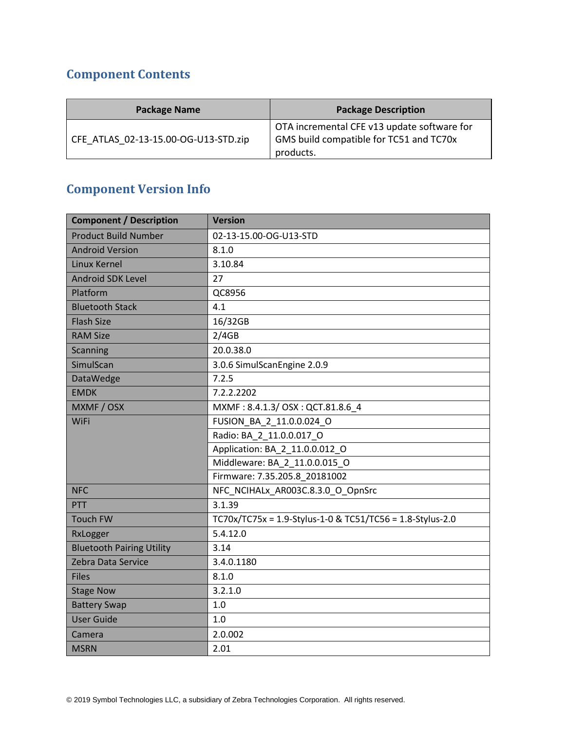## Component Contents

| Package Name | Package Description |
|---|---|
| CFE_ATLAS_02-13-15.00-OG-U13-STD.zip | OTA incremental CFE v13 update software for GMS build compatible for TC51 and TC70x products. |

## Component Version Info

| Component / Description | Version |
|---|---|
| Product Build Number | 02-13-15.00-OG-U13-STD |
| Android Version | 8.1.0 |
| Linux Kernel | 3.10.84 |
| Android SDK Level | 27 |
| Platform | QC8956 |
| Bluetooth Stack | 4.1 |
| Flash Size | 16/32GB |
| RAM Size | 2/4GB |
| Scanning | 20.0.38.0 |
| SimulScan | 3.0.6 SimulScanEngine 2.0.9 |
| DataWedge | 7.2.5 |
| EMDK | 7.2.2.2202 |
| MXMF / OSX | MXMF : 8.4.1.3/ OSX : QCT.81.8.6_4 |
| WiFi | FUSION_BA_2_11.0.0.024_O |
| | Radio: BA_2_11.0.0.017_O |
| | Application: BA_2_11.0.0.012_O |
| | Middleware: BA_2_11.0.0.015_O |
| | Firmware: 7.35.205.8_20181002 |
| NFC | NFC_NCIHALx_AR003C.8.3.0_O_OpnSrc |
| PTT | 3.1.39 |
| Touch FW | TC70x/TC75x = 1.9-Stylus-1-0 & TC51/TC56 = 1.8-Stylus-2.0 |
| RxLogger | 5.4.12.0 |
| Bluetooth Pairing Utility | 3.14 |
| Zebra Data Service | 3.4.0.1180 |
| Files | 8.1.0 |
| Stage Now | 3.2.1.0 |
| Battery Swap | 1.0 |
| User Guide | 1.0 |
| Camera | 2.0.002 |
| MSRN | 2.01 |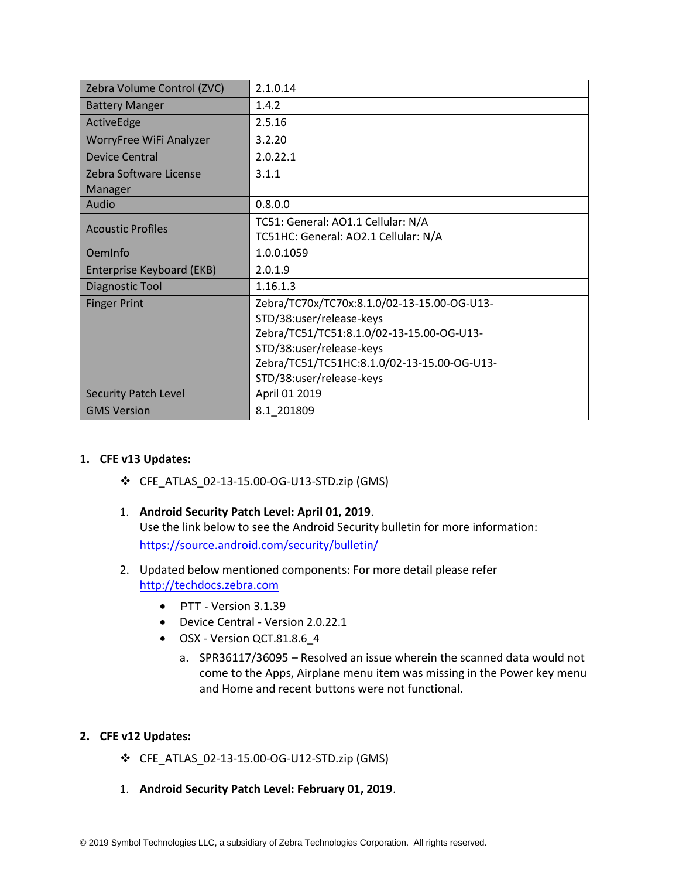| Zebra Volume Control (ZVC) | 2.1.0.14 |
| --- | --- |
| Battery Manger | 1.4.2 |
| ActiveEdge | 2.5.16 |
| WorryFree WiFi Analyzer | 3.2.20 |
| Device Central | 2.0.22.1 |
| Zebra Software License Manager | 3.1.1 |
| Audio | 0.8.0.0 |
| Acoustic Profiles | TC51: General: AO1.1 Cellular: N/A<br>TC51HC: General: AO2.1 Cellular: N/A |
| OemInfo | 1.0.0.1059 |
| Enterprise Keyboard (EKB) | 2.0.1.9 |
| Diagnostic Tool | 1.16.1.3 |
| Finger Print | Zebra/TC70x/TC70x:8.1.0/02-13-15.00-OG-U13-STD/38:user/release-keys<br>Zebra/TC51/TC51:8.1.0/02-13-15.00-OG-U13-STD/38:user/release-keys<br>Zebra/TC51/TC51HC:8.1.0/02-13-15.00-OG-U13-STD/38:user/release-keys |
| Security Patch Level | April 01 2019 |
| GMS Version | 8.1_201809 |

## 1. CFE v13 Updates:

- ❖ CFE_ATLAS_02-13-15.00-OG-U13-STD.zip (GMS)

1. **Android Security Patch Level: April 01, 2019**.
   Use the link below to see the Android Security bulletin for more information: https://source.android.com/security/bulletin/

2. Updated below mentioned components: For more detail please refer http://techdocs.zebra.com
   - PTT - Version 3.1.39
   - Device Central - Version 2.0.22.1
   - OSX - Version QCT.81.8.6_4
     a. SPR36117/36095 – Resolved an issue wherein the scanned data would not come to the Apps, Airplane menu item was missing in the Power key menu and Home and recent buttons were not functional.

## 2. CFE v12 Updates:

- ❖ CFE_ATLAS_02-13-15.00-OG-U12-STD.zip (GMS)

1. **Android Security Patch Level: February 01, 2019**.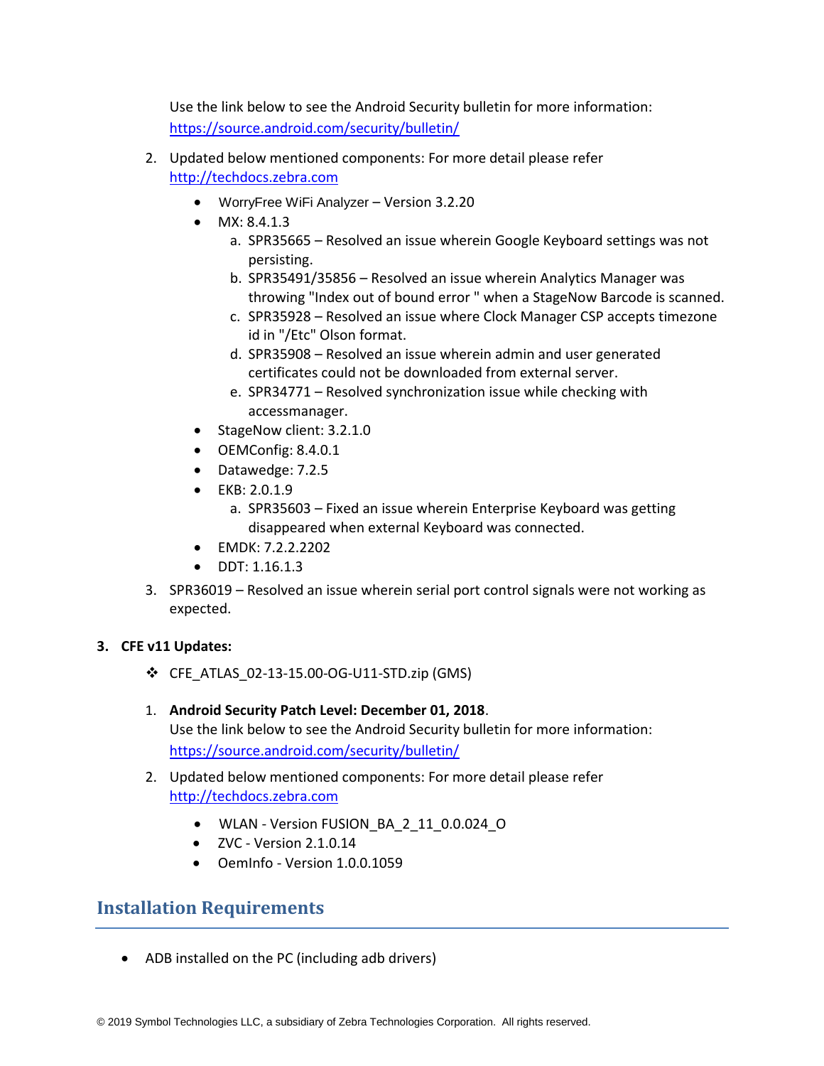Use the link below to see the Android Security bulletin for more information: https://source.android.com/security/bulletin/

2. Updated below mentioned components: For more detail please refer http://techdocs.zebra.com

    - WorryFree WiFi Analyzer – Version 3.2.20
    - MX: 8.4.1.3
        a. SPR35665 – Resolved an issue wherein Google Keyboard settings was not persisting.
        b. SPR35491/35856 – Resolved an issue wherein Analytics Manager was throwing "Index out of bound error " when a StageNow Barcode is scanned.
        c. SPR35928 – Resolved an issue where Clock Manager CSP accepts timezone id in "/Etc" Olson format.
        d. SPR35908 – Resolved an issue wherein admin and user generated certificates could not be downloaded from external server.
        e. SPR34771 – Resolved synchronization issue while checking with accessmanager.
    - StageNow client: 3.2.1.0
    - OEMConfig: 8.4.0.1
    - Datawedge: 7.2.5
    - EKB: 2.0.1.9
        a. SPR35603 – Fixed an issue wherein Enterprise Keyboard was getting disappeared when external Keyboard was connected.
    - EMDK: 7.2.2.2202
    - DDT: 1.16.1.3

3. SPR36019 – Resolved an issue wherein serial port control signals were not working as expected.

**3. CFE v11 Updates:**

- ❖ CFE_ATLAS_02-13-15.00-OG-U11-STD.zip (GMS)

1. **Android Security Patch Level: December 01, 2018**.
   Use the link below to see the Android Security bulletin for more information: https://source.android.com/security/bulletin/

2. Updated below mentioned components: For more detail please refer http://techdocs.zebra.com

    - WLAN - Version FUSION_BA_2_11_0.0.024_O
    - ZVC - Version 2.1.0.14
    - OemInfo - Version 1.0.0.1059

## Installation Requirements

- ADB installed on the PC (including adb drivers)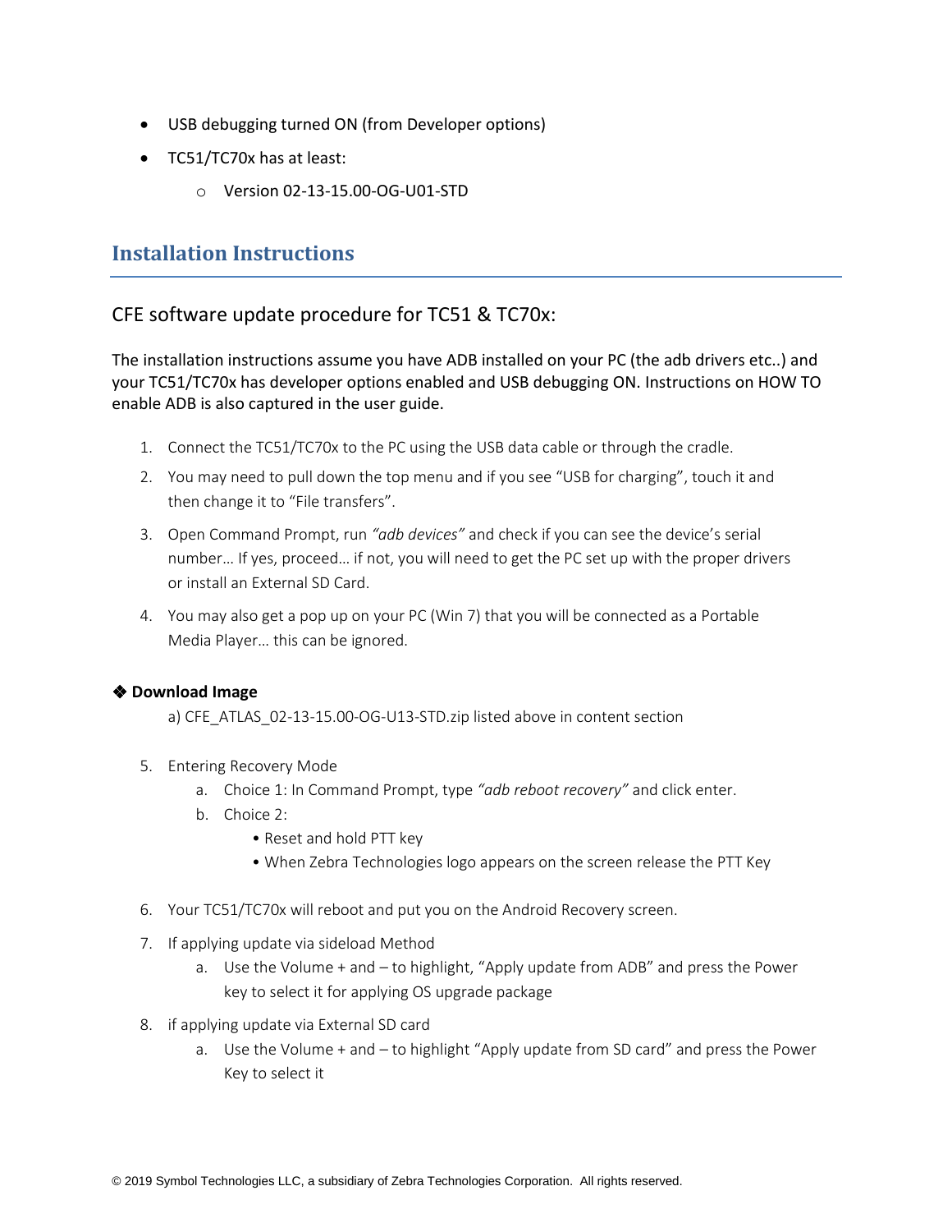- USB debugging turned ON (from Developer options)
- TC51/TC70x has at least:
    - Version 02-13-15.00-OG-U01-STD

## Installation Instructions

### CFE software update procedure for TC51 & TC70x:

The installation instructions assume you have ADB installed on your PC (the adb drivers etc..) and your TC51/TC70x has developer options enabled and USB debugging ON. Instructions on HOW TO enable ADB is also captured in the user guide.

1. Connect the TC51/TC70x to the PC using the USB data cable or through the cradle.
2. You may need to pull down the top menu and if you see "USB for charging", touch it and then change it to "File transfers".
3. Open Command Prompt, run *"adb devices"* and check if you can see the device's serial number… If yes, proceed… if not, you will need to get the PC set up with the proper drivers or install an External SD Card.
4. You may also get a pop up on your PC (Win 7) that you will be connected as a Portable Media Player… this can be ignored.

❖ **Download Image**

a) CFE_ATLAS_02-13-15.00-OG-U13-STD.zip listed above in content section

5. Entering Recovery Mode
    a. Choice 1: In Command Prompt, type *"adb reboot recovery"* and click enter.
    b. Choice 2:
        - Reset and hold PTT key
        - When Zebra Technologies logo appears on the screen release the PTT Key
6. Your TC51/TC70x will reboot and put you on the Android Recovery screen.
7. If applying update via sideload Method
    a. Use the Volume + and – to highlight, "Apply update from ADB" and press the Power key to select it for applying OS upgrade package
8. if applying update via External SD card
    a. Use the Volume + and – to highlight "Apply update from SD card" and press the Power Key to select it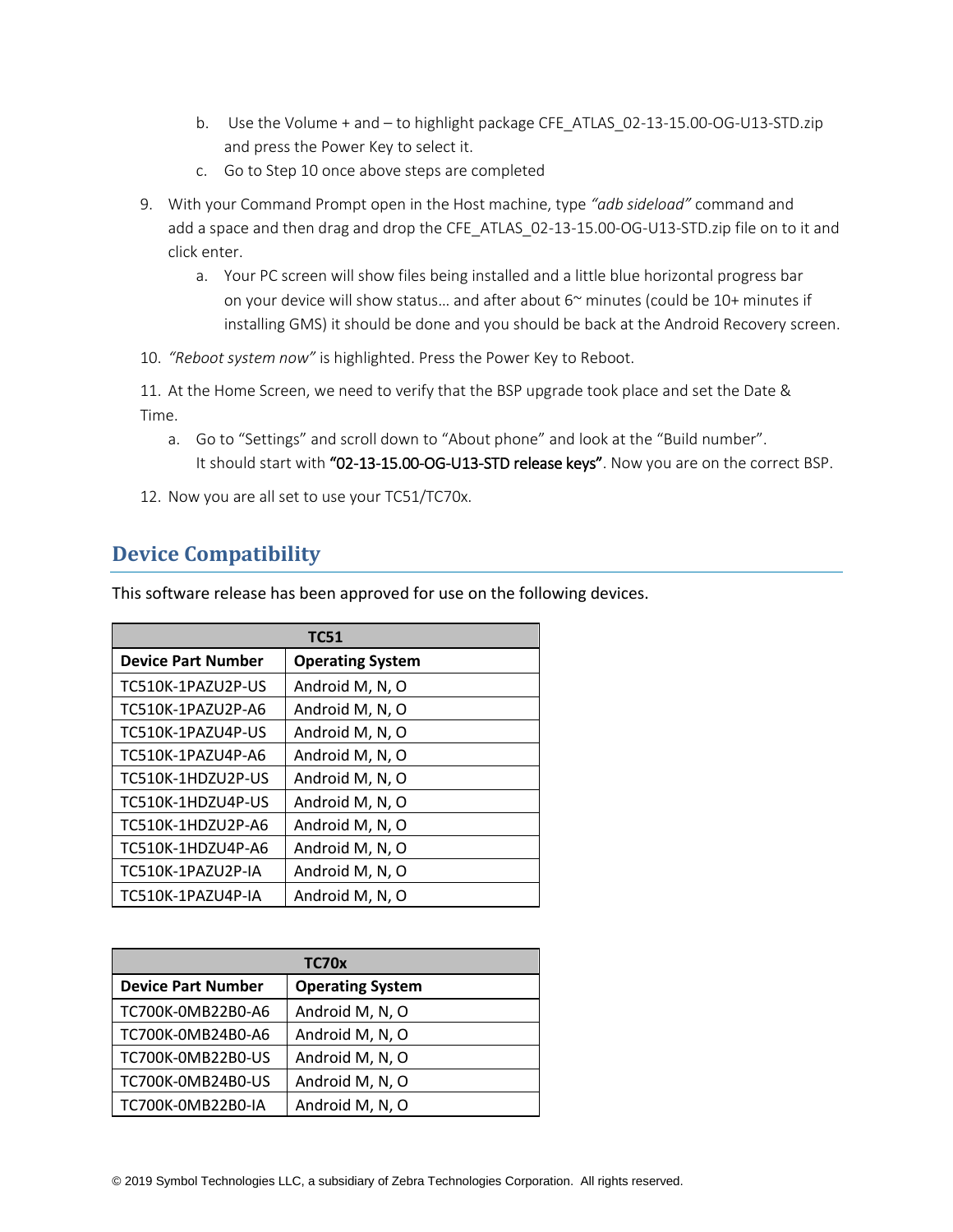b. Use the Volume + and – to highlight package CFE_ATLAS_02-13-15.00-OG-U13-STD.zip and press the Power Key to select it.
   c. Go to Step 10 once above steps are completed

9. With your Command Prompt open in the Host machine, type *"adb sideload"* command and add a space and then drag and drop the CFE_ATLAS_02-13-15.00-OG-U13-STD.zip file on to it and click enter.
   a. Your PC screen will show files being installed and a little blue horizontal progress bar on your device will show status… and after about 6~ minutes (could be 10+ minutes if installing GMS) it should be done and you should be back at the Android Recovery screen.

10. *"Reboot system now"* is highlighted. Press the Power Key to Reboot.

11. At the Home Screen, we need to verify that the BSP upgrade took place and set the Date & Time.
    a. Go to "Settings" and scroll down to "About phone" and look at the "Build number". It should start with **"02-13-15.00-OG-U13-STD release keys"**. Now you are on the correct BSP.

12. Now you are all set to use your TC51/TC70x.

## Device Compatibility

This software release has been approved for use on the following devices.

| TC51 | |
|---|---|
| **Device Part Number** | **Operating System** |
| TC510K-1PAZU2P-US | Android M, N, O |
| TC510K-1PAZU2P-A6 | Android M, N, O |
| TC510K-1PAZU4P-US | Android M, N, O |
| TC510K-1PAZU4P-A6 | Android M, N, O |
| TC510K-1HDZU2P-US | Android M, N, O |
| TC510K-1HDZU4P-US | Android M, N, O |
| TC510K-1HDZU2P-A6 | Android M, N, O |
| TC510K-1HDZU4P-A6 | Android M, N, O |
| TC510K-1PAZU2P-IA | Android M, N, O |
| TC510K-1PAZU4P-IA | Android M, N, O |

| TC70x | |
|---|---|
| **Device Part Number** | **Operating System** |
| TC700K-0MB22B0-A6 | Android M, N, O |
| TC700K-0MB24B0-A6 | Android M, N, O |
| TC700K-0MB22B0-US | Android M, N, O |
| TC700K-0MB24B0-US | Android M, N, O |
| TC700K-0MB22B0-IA | Android M, N, O |

© 2019 Symbol Technologies LLC, a subsidiary of Zebra Technologies Corporation. All rights reserved.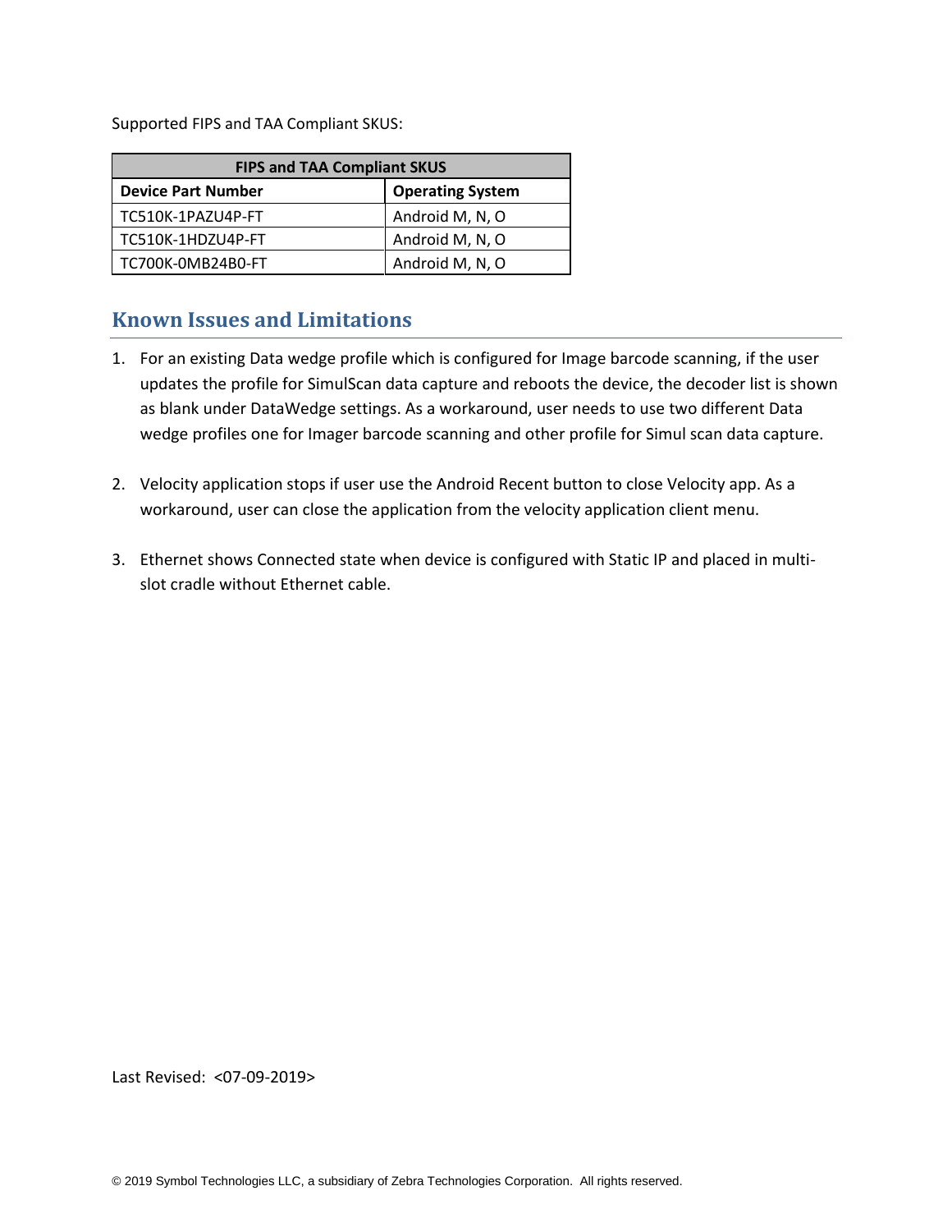Supported FIPS and TAA Compliant SKUS:

| FIPS and TAA Compliant SKUS | |
|---|---|
| **Device Part Number** | **Operating System** |
| TC510K-1PAZU4P-FT | Android M, N, O |
| TC510K-1HDZU4P-FT | Android M, N, O |
| TC700K-0MB24B0-FT | Android M, N, O |

## Known Issues and Limitations

1. For an existing Data wedge profile which is configured for Image barcode scanning, if the user updates the profile for SimulScan data capture and reboots the device, the decoder list is shown as blank under DataWedge settings. As a workaround, user needs to use two different Data wedge profiles one for Imager barcode scanning and other profile for Simul scan data capture.

2. Velocity application stops if user use the Android Recent button to close Velocity app. As a workaround, user can close the application from the velocity application client menu.

3. Ethernet shows Connected state when device is configured with Static IP and placed in multi-slot cradle without Ethernet cable.

Last Revised: <07-09-2019>

© 2019 Symbol Technologies LLC, a subsidiary of Zebra Technologies Corporation. All rights reserved.